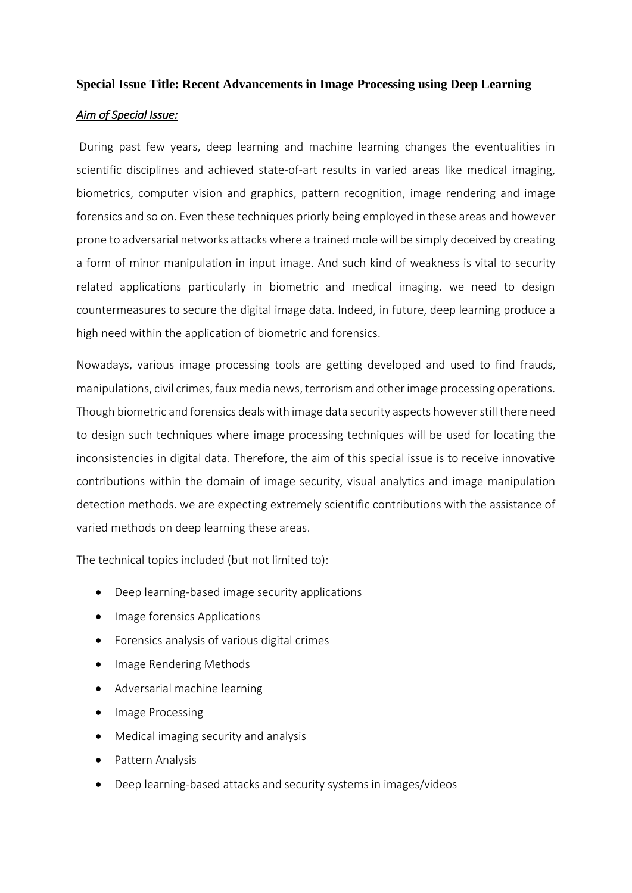**Special Issue Title: Recent Advancements in Image Processing using Deep Learning**

***Aim of Special Issue:***

During past few years, deep learning and machine learning changes the eventualities in scientific disciplines and achieved state-of-art results in varied areas like medical imaging, biometrics, computer vision and graphics, pattern recognition, image rendering and image forensics and so on. Even these techniques priorly being employed in these areas and however prone to adversarial networks attacks where a trained mole will be simply deceived by creating a form of minor manipulation in input image. And such kind of weakness is vital to security related applications particularly in biometric and medical imaging. we need to design countermeasures to secure the digital image data. Indeed, in future, deep learning produce a high need within the application of biometric and forensics.

Nowadays, various image processing tools are getting developed and used to find frauds, manipulations, civil crimes, faux media news, terrorism and other image processing operations. Though biometric and forensics deals with image data security aspects however still there need to design such techniques where image processing techniques will be used for locating the inconsistencies in digital data. Therefore, the aim of this special issue is to receive innovative contributions within the domain of image security, visual analytics and image manipulation detection methods. we are expecting extremely scientific contributions with the assistance of varied methods on deep learning these areas.

The technical topics included (but not limited to):

- Deep learning-based image security applications
- Image forensics Applications
- Forensics analysis of various digital crimes
- Image Rendering Methods
- Adversarial machine learning
- Image Processing
- Medical imaging security and analysis
- Pattern Analysis
- Deep learning-based attacks and security systems in images/videos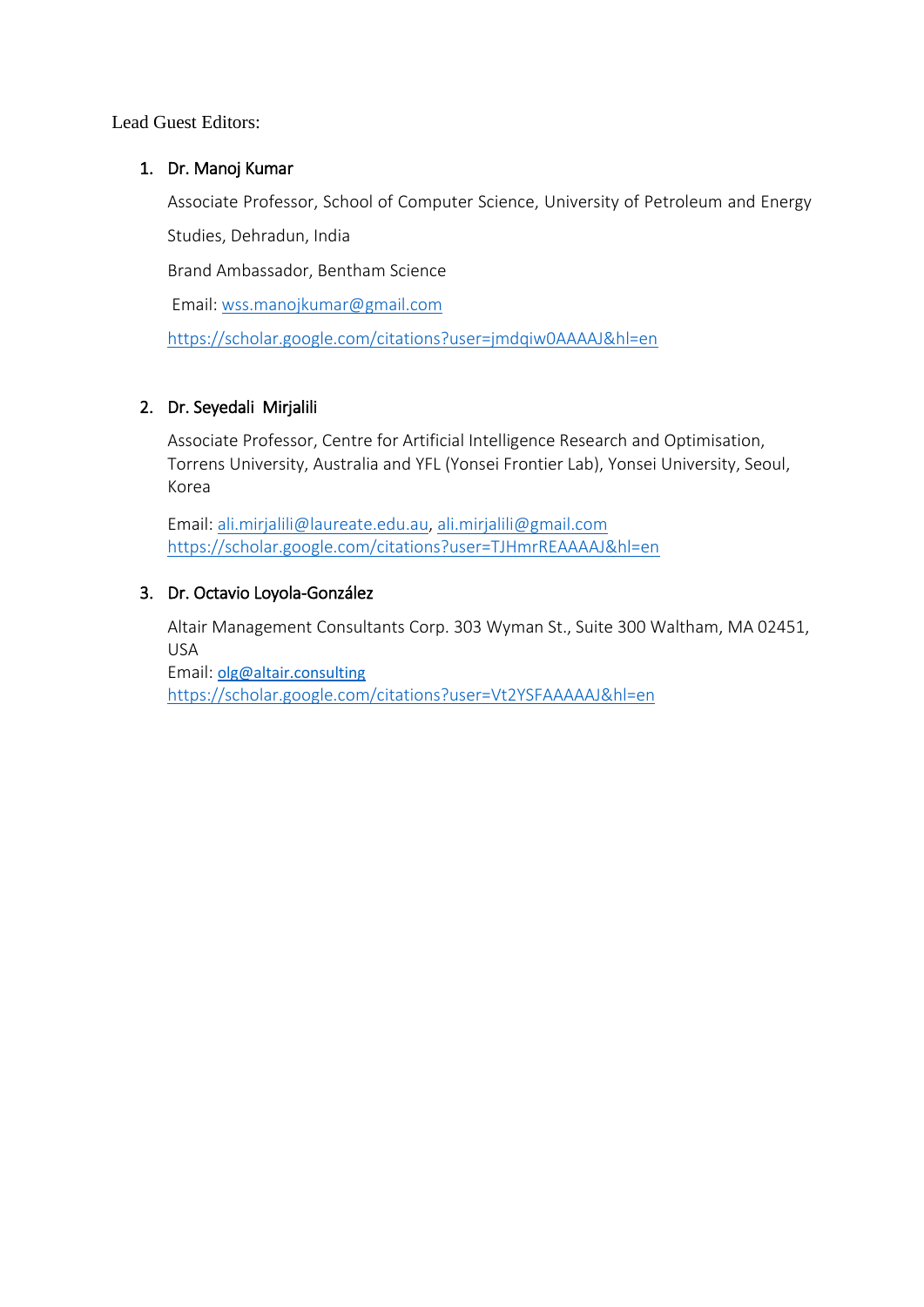Lead Guest Editors:

1. **Dr. Manoj Kumar**

   Associate Professor, School of Computer Science, University of Petroleum and Energy Studies, Dehradun, India

   Brand Ambassador, Bentham Science

   Email: wss.manojkumar@gmail.com

   https://scholar.google.com/citations?user=jmdqiw0AAAAJ&hl=en

2. **Dr. Seyedali Mirjalili**

   Associate Professor, Centre for Artificial Intelligence Research and Optimisation, Torrens University, Australia and YFL (Yonsei Frontier Lab), Yonsei University, Seoul, Korea

   Email: ali.mirjalili@laureate.edu.au, ali.mirjalili@gmail.com
   https://scholar.google.com/citations?user=TJHmrREAAAAJ&hl=en

3. **Dr. Octavio Loyola-González**

   Altair Management Consultants Corp. 303 Wyman St., Suite 300 Waltham, MA 02451, USA
   Email: olg@altair.consulting
   https://scholar.google.com/citations?user=Vt2YSFAAAAAJ&hl=en